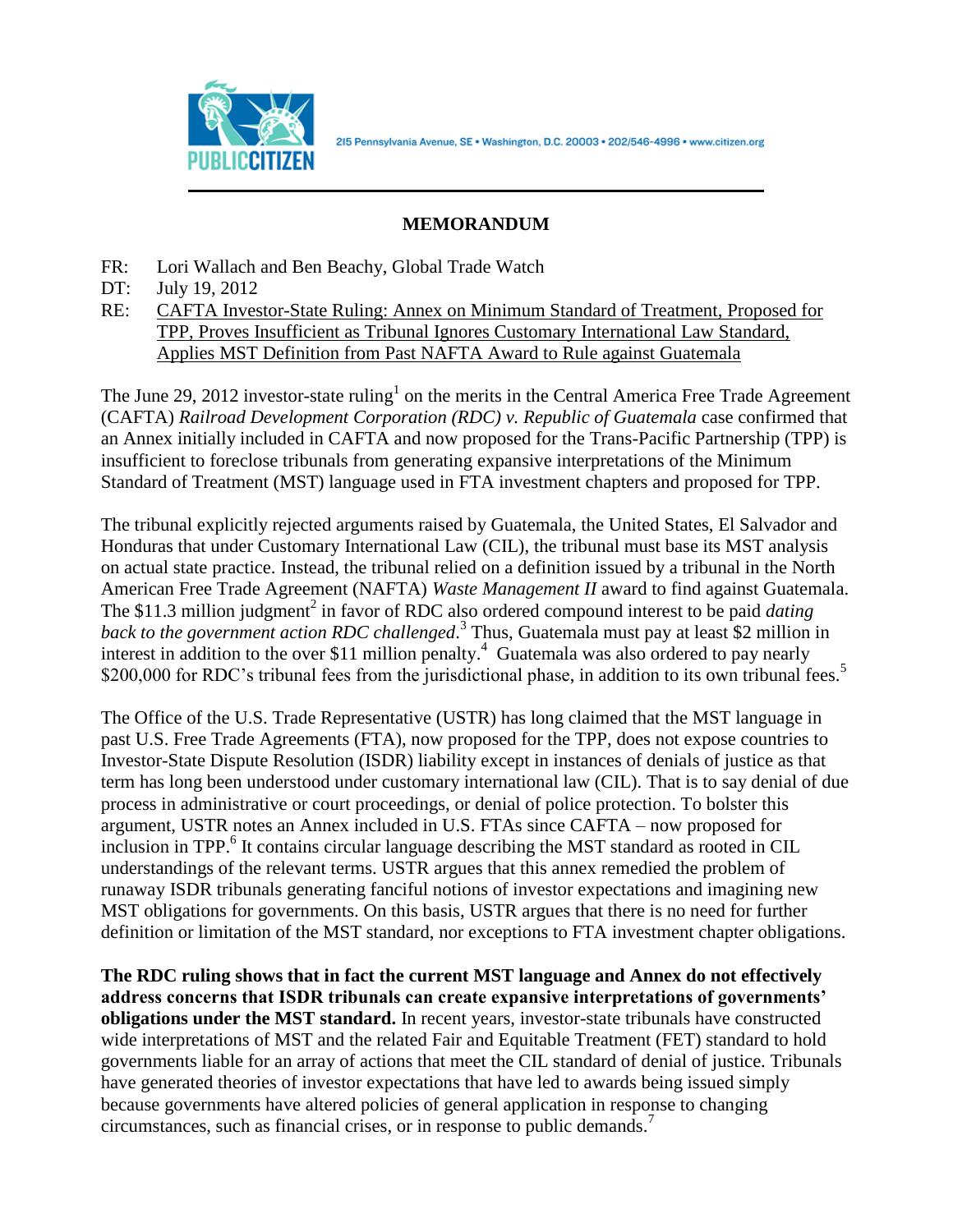215 Pennsylvania Avenue, SE • Washington, D.C. 20003 • 202/546-4996 • www.citizen.org

# MEMORANDUM

FR: Lori Wallach and Ben Beachy, Global Trade Watch

DT: July 19, 2012

RE: CAFTA Investor-State Ruling: Annex on Minimum Standard of Treatment, Proposed for TPP, Proves Insufficient as Tribunal Ignores Customary International Law Standard, Applies MST Definition from Past NAFTA Award to Rule against Guatemala

The June 29, 2012 investor-state ruling[1] on the merits in the Central America Free Trade Agreement (CAFTA) *Railroad Development Corporation (RDC) v. Republic of Guatemala* case confirmed that an Annex initially included in CAFTA and now proposed for the Trans-Pacific Partnership (TPP) is insufficient to foreclose tribunals from generating expansive interpretations of the Minimum Standard of Treatment (MST) language used in FTA investment chapters and proposed for TPP.

The tribunal explicitly rejected arguments raised by Guatemala, the United States, El Salvador and Honduras that under Customary International Law (CIL), the tribunal must base its MST analysis on actual state practice. Instead, the tribunal relied on a definition issued by a tribunal in the North American Free Trade Agreement (NAFTA) *Waste Management II* award to find against Guatemala. The $11.3 million judgment[2] in favor of RDC also ordered compound interest to be paid *dating back to the government action RDC challenged*.[3] Thus, Guatemala must pay at least $2 million in interest in addition to the over $11 million penalty.[4] Guatemala was also ordered to pay nearly $200,000 for RDC's tribunal fees from the jurisdictional phase, in addition to its own tribunal fees.[5]

The Office of the U.S. Trade Representative (USTR) has long claimed that the MST language in past U.S. Free Trade Agreements (FTA), now proposed for the TPP, does not expose countries to Investor-State Dispute Resolution (ISDR) liability except in instances of denials of justice as that term has long been understood under customary international law (CIL). That is to say denial of due process in administrative or court proceedings, or denial of police protection. To bolster this argument, USTR notes an Annex included in U.S. FTAs since CAFTA – now proposed for inclusion in TPP.[6] It contains circular language describing the MST standard as rooted in CIL understandings of the relevant terms. USTR argues that this annex remedied the problem of runaway ISDR tribunals generating fanciful notions of investor expectations and imagining new MST obligations for governments. On this basis, USTR argues that there is no need for further definition or limitation of the MST standard, nor exceptions to FTA investment chapter obligations.

**The RDC ruling shows that in fact the current MST language and Annex do not effectively address concerns that ISDR tribunals can create expansive interpretations of governments' obligations under the MST standard.** In recent years, investor-state tribunals have constructed wide interpretations of MST and the related Fair and Equitable Treatment (FET) standard to hold governments liable for an array of actions that meet the CIL standard of denial of justice. Tribunals have generated theories of investor expectations that have led to awards being issued simply because governments have altered policies of general application in response to changing circumstances, such as financial crises, or in response to public demands.[7]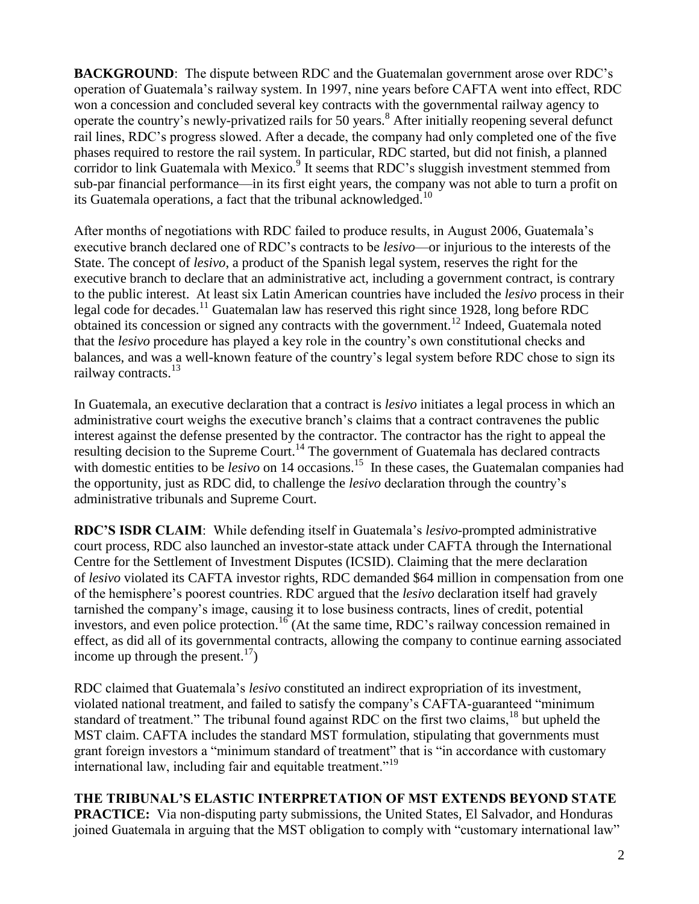**BACKGROUND**: The dispute between RDC and the Guatemalan government arose over RDC's operation of Guatemala's railway system. In 1997, nine years before CAFTA went into effect, RDC won a concession and concluded several key contracts with the governmental railway agency to operate the country's newly-privatized rails for 50 years.[8] After initially reopening several defunct rail lines, RDC's progress slowed. After a decade, the company had only completed one of the five phases required to restore the rail system. In particular, RDC started, but did not finish, a planned corridor to link Guatemala with Mexico.[9] It seems that RDC's sluggish investment stemmed from sub-par financial performance—in its first eight years, the company was not able to turn a profit on its Guatemala operations, a fact that the tribunal acknowledged.[10]

After months of negotiations with RDC failed to produce results, in August 2006, Guatemala's executive branch declared one of RDC's contracts to be *lesivo*—or injurious to the interests of the State. The concept of *lesivo*, a product of the Spanish legal system, reserves the right for the executive branch to declare that an administrative act, including a government contract, is contrary to the public interest. At least six Latin American countries have included the *lesivo* process in their legal code for decades.[11] Guatemalan law has reserved this right since 1928, long before RDC obtained its concession or signed any contracts with the government.[12] Indeed, Guatemala noted that the *lesivo* procedure has played a key role in the country's own constitutional checks and balances, and was a well-known feature of the country's legal system before RDC chose to sign its railway contracts.[13]

In Guatemala, an executive declaration that a contract is *lesivo* initiates a legal process in which an administrative court weighs the executive branch's claims that a contract contravenes the public interest against the defense presented by the contractor. The contractor has the right to appeal the resulting decision to the Supreme Court.[14] The government of Guatemala has declared contracts with domestic entities to be *lesivo* on 14 occasions.[15] In these cases, the Guatemalan companies had the opportunity, just as RDC did, to challenge the *lesivo* declaration through the country's administrative tribunals and Supreme Court.

**RDC'S ISDR CLAIM**: While defending itself in Guatemala's *lesivo*-prompted administrative court process, RDC also launched an investor-state attack under CAFTA through the International Centre for the Settlement of Investment Disputes (ICSID). Claiming that the mere declaration of *lesivo* violated its CAFTA investor rights, RDC demanded $64 million in compensation from one of the hemisphere's poorest countries. RDC argued that the *lesivo* declaration itself had gravely tarnished the company's image, causing it to lose business contracts, lines of credit, potential investors, and even police protection.[16] (At the same time, RDC's railway concession remained in effect, as did all of its governmental contracts, allowing the company to continue earning associated income up through the present.[17])

RDC claimed that Guatemala's *lesivo* constituted an indirect expropriation of its investment, violated national treatment, and failed to satisfy the company's CAFTA-guaranteed "minimum standard of treatment." The tribunal found against RDC on the first two claims,[18] but upheld the MST claim. CAFTA includes the standard MST formulation, stipulating that governments must grant foreign investors a "minimum standard of treatment" that is "in accordance with customary international law, including fair and equitable treatment."[19]

**THE TRIBUNAL'S ELASTIC INTERPRETATION OF MST EXTENDS BEYOND STATE PRACTICE:** Via non-disputing party submissions, the United States, El Salvador, and Honduras joined Guatemala in arguing that the MST obligation to comply with "customary international law"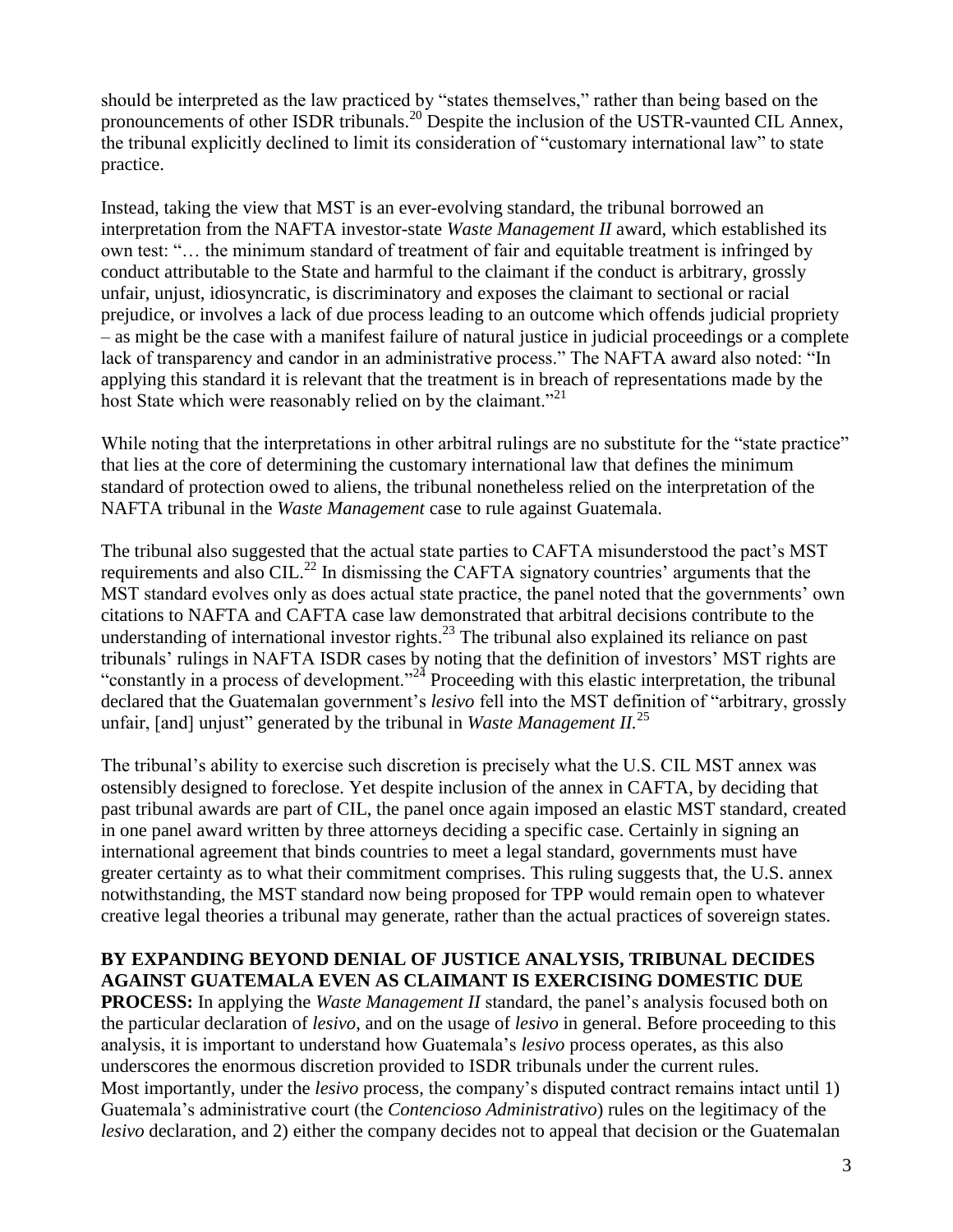should be interpreted as the law practiced by "states themselves," rather than being based on the pronouncements of other ISDR tribunals.[20] Despite the inclusion of the USTR-vaunted CIL Annex, the tribunal explicitly declined to limit its consideration of "customary international law" to state practice.

Instead, taking the view that MST is an ever-evolving standard, the tribunal borrowed an interpretation from the NAFTA investor-state *Waste Management II* award, which established its own test: "… the minimum standard of treatment of fair and equitable treatment is infringed by conduct attributable to the State and harmful to the claimant if the conduct is arbitrary, grossly unfair, unjust, idiosyncratic, is discriminatory and exposes the claimant to sectional or racial prejudice, or involves a lack of due process leading to an outcome which offends judicial propriety – as might be the case with a manifest failure of natural justice in judicial proceedings or a complete lack of transparency and candor in an administrative process." The NAFTA award also noted: "In applying this standard it is relevant that the treatment is in breach of representations made by the host State which were reasonably relied on by the claimant."[21]

While noting that the interpretations in other arbitral rulings are no substitute for the "state practice" that lies at the core of determining the customary international law that defines the minimum standard of protection owed to aliens, the tribunal nonetheless relied on the interpretation of the NAFTA tribunal in the *Waste Management* case to rule against Guatemala.

The tribunal also suggested that the actual state parties to CAFTA misunderstood the pact's MST requirements and also CIL.[22] In dismissing the CAFTA signatory countries' arguments that the MST standard evolves only as does actual state practice, the panel noted that the governments' own citations to NAFTA and CAFTA case law demonstrated that arbitral decisions contribute to the understanding of international investor rights.[23] The tribunal also explained its reliance on past tribunals' rulings in NAFTA ISDR cases by noting that the definition of investors' MST rights are "constantly in a process of development."[24] Proceeding with this elastic interpretation, the tribunal declared that the Guatemalan government's *lesivo* fell into the MST definition of "arbitrary, grossly unfair, [and] unjust" generated by the tribunal in *Waste Management II.*[25]

The tribunal's ability to exercise such discretion is precisely what the U.S. CIL MST annex was ostensibly designed to foreclose. Yet despite inclusion of the annex in CAFTA, by deciding that past tribunal awards are part of CIL, the panel once again imposed an elastic MST standard, created in one panel award written by three attorneys deciding a specific case. Certainly in signing an international agreement that binds countries to meet a legal standard, governments must have greater certainty as to what their commitment comprises. This ruling suggests that, the U.S. annex notwithstanding, the MST standard now being proposed for TPP would remain open to whatever creative legal theories a tribunal may generate, rather than the actual practices of sovereign states.

**BY EXPANDING BEYOND DENIAL OF JUSTICE ANALYSIS, TRIBUNAL DECIDES AGAINST GUATEMALA EVEN AS CLAIMANT IS EXERCISING DOMESTIC DUE PROCESS:** In applying the *Waste Management II* standard, the panel's analysis focused both on the particular declaration of *lesivo*, and on the usage of *lesivo* in general. Before proceeding to this analysis, it is important to understand how Guatemala's *lesivo* process operates, as this also underscores the enormous discretion provided to ISDR tribunals under the current rules.
Most importantly, under the *lesivo* process, the company's disputed contract remains intact until 1) Guatemala's administrative court (the *Contencioso Administrativo*) rules on the legitimacy of the *lesivo* declaration, and 2) either the company decides not to appeal that decision or the Guatemalan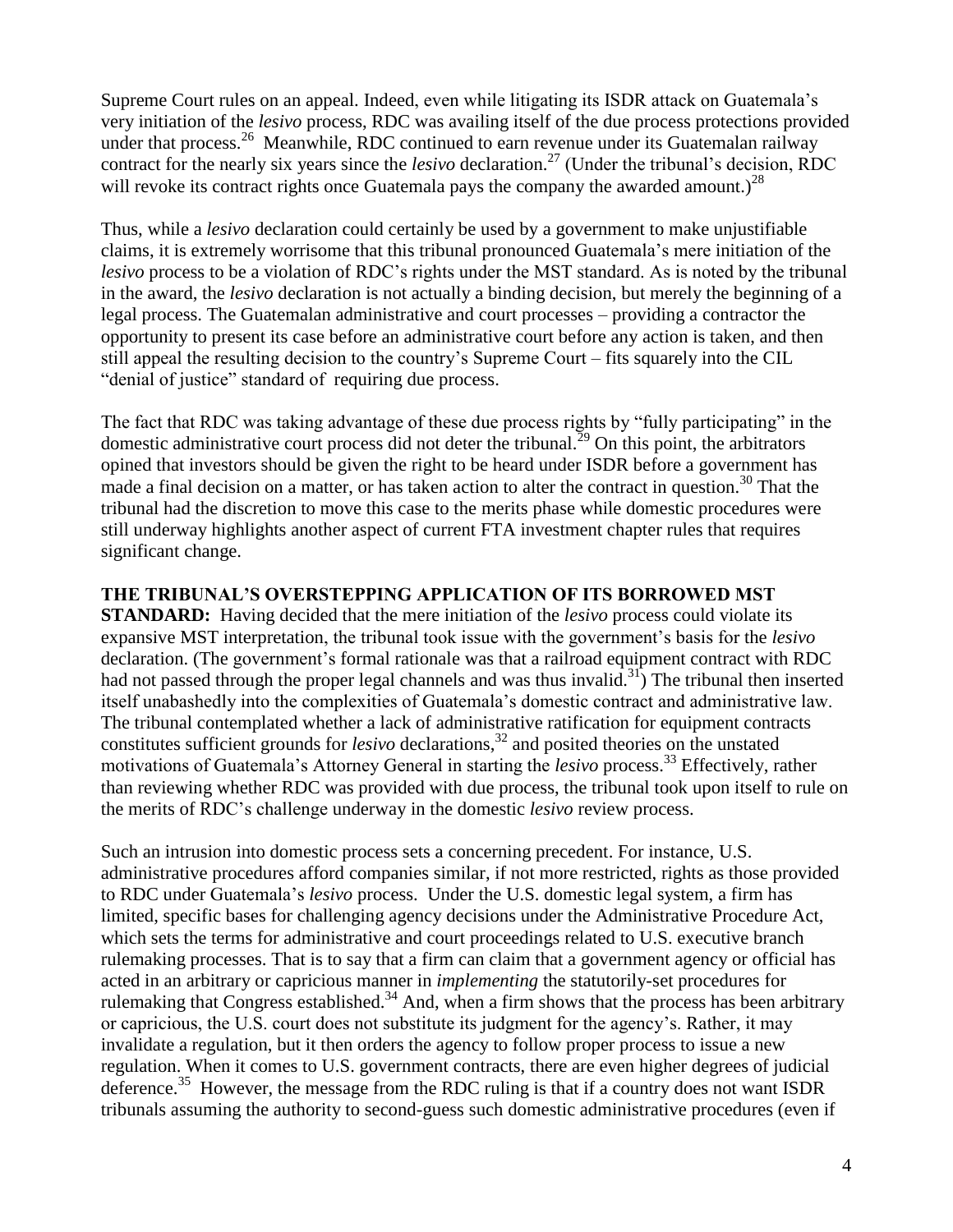Supreme Court rules on an appeal. Indeed, even while litigating its ISDR attack on Guatemala's very initiation of the *lesivo* process, RDC was availing itself of the due process protections provided under that process.[26] Meanwhile, RDC continued to earn revenue under its Guatemalan railway contract for the nearly six years since the *lesivo* declaration.[27] (Under the tribunal's decision, RDC will revoke its contract rights once Guatemala pays the company the awarded amount.)[28]

Thus, while a *lesivo* declaration could certainly be used by a government to make unjustifiable claims, it is extremely worrisome that this tribunal pronounced Guatemala's mere initiation of the *lesivo* process to be a violation of RDC's rights under the MST standard. As is noted by the tribunal in the award, the *lesivo* declaration is not actually a binding decision, but merely the beginning of a legal process. The Guatemalan administrative and court processes – providing a contractor the opportunity to present its case before an administrative court before any action is taken, and then still appeal the resulting decision to the country's Supreme Court – fits squarely into the CIL "denial of justice" standard of requiring due process.

The fact that RDC was taking advantage of these due process rights by "fully participating" in the domestic administrative court process did not deter the tribunal.[29] On this point, the arbitrators opined that investors should be given the right to be heard under ISDR before a government has made a final decision on a matter, or has taken action to alter the contract in question.[30] That the tribunal had the discretion to move this case to the merits phase while domestic procedures were still underway highlights another aspect of current FTA investment chapter rules that requires significant change.

**THE TRIBUNAL'S OVERSTEPPING APPLICATION OF ITS BORROWED MST STANDARD:** Having decided that the mere initiation of the *lesivo* process could violate its expansive MST interpretation, the tribunal took issue with the government's basis for the *lesivo* declaration. (The government's formal rationale was that a railroad equipment contract with RDC had not passed through the proper legal channels and was thus invalid.[31]) The tribunal then inserted itself unabashedly into the complexities of Guatemala's domestic contract and administrative law. The tribunal contemplated whether a lack of administrative ratification for equipment contracts constitutes sufficient grounds for *lesivo* declarations,[32] and posited theories on the unstated motivations of Guatemala's Attorney General in starting the *lesivo* process.[33] Effectively, rather than reviewing whether RDC was provided with due process, the tribunal took upon itself to rule on the merits of RDC's challenge underway in the domestic *lesivo* review process.

Such an intrusion into domestic process sets a concerning precedent. For instance, U.S. administrative procedures afford companies similar, if not more restricted, rights as those provided to RDC under Guatemala's *lesivo* process. Under the U.S. domestic legal system, a firm has limited, specific bases for challenging agency decisions under the Administrative Procedure Act, which sets the terms for administrative and court proceedings related to U.S. executive branch rulemaking processes. That is to say that a firm can claim that a government agency or official has acted in an arbitrary or capricious manner in *implementing* the statutorily-set procedures for rulemaking that Congress established.[34] And, when a firm shows that the process has been arbitrary or capricious, the U.S. court does not substitute its judgment for the agency's. Rather, it may invalidate a regulation, but it then orders the agency to follow proper process to issue a new regulation. When it comes to U.S. government contracts, there are even higher degrees of judicial deference.[35] However, the message from the RDC ruling is that if a country does not want ISDR tribunals assuming the authority to second-guess such domestic administrative procedures (even if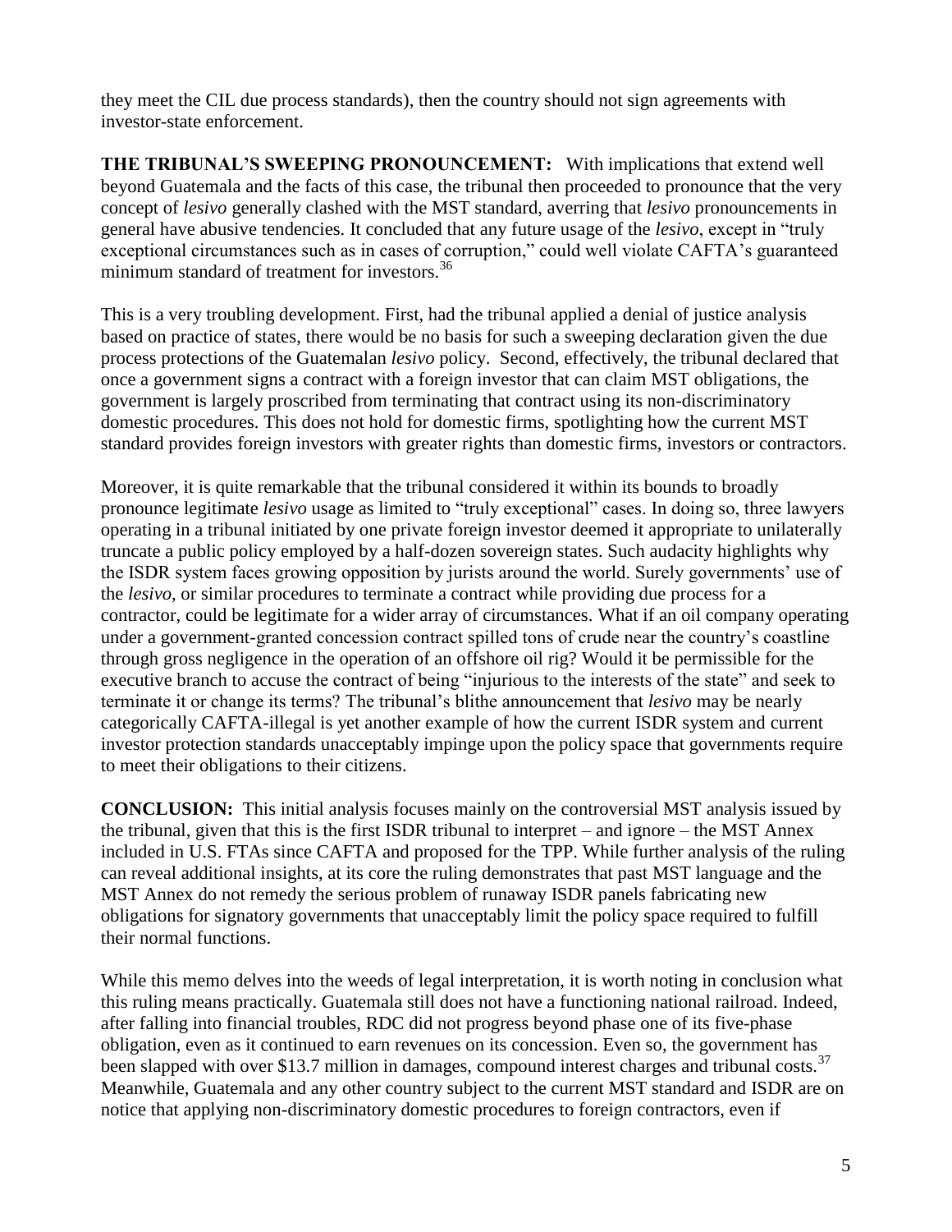they meet the CIL due process standards), then the country should not sign agreements with investor-state enforcement.

**THE TRIBUNAL'S SWEEPING PRONOUNCEMENT:** With implications that extend well beyond Guatemala and the facts of this case, the tribunal then proceeded to pronounce that the very concept of *lesivo* generally clashed with the MST standard, averring that *lesivo* pronouncements in general have abusive tendencies. It concluded that any future usage of the *lesivo*, except in "truly exceptional circumstances such as in cases of corruption," could well violate CAFTA's guaranteed minimum standard of treatment for investors.[36]

This is a very troubling development. First, had the tribunal applied a denial of justice analysis based on practice of states, there would be no basis for such a sweeping declaration given the due process protections of the Guatemalan *lesivo* policy. Second, effectively, the tribunal declared that once a government signs a contract with a foreign investor that can claim MST obligations, the government is largely proscribed from terminating that contract using its non-discriminatory domestic procedures. This does not hold for domestic firms, spotlighting how the current MST standard provides foreign investors with greater rights than domestic firms, investors or contractors.

Moreover, it is quite remarkable that the tribunal considered it within its bounds to broadly pronounce legitimate *lesivo* usage as limited to "truly exceptional" cases. In doing so, three lawyers operating in a tribunal initiated by one private foreign investor deemed it appropriate to unilaterally truncate a public policy employed by a half-dozen sovereign states. Such audacity highlights why the ISDR system faces growing opposition by jurists around the world. Surely governments' use of the *lesivo*, or similar procedures to terminate a contract while providing due process for a contractor, could be legitimate for a wider array of circumstances. What if an oil company operating under a government-granted concession contract spilled tons of crude near the country's coastline through gross negligence in the operation of an offshore oil rig? Would it be permissible for the executive branch to accuse the contract of being "injurious to the interests of the state" and seek to terminate it or change its terms? The tribunal's blithe announcement that *lesivo* may be nearly categorically CAFTA-illegal is yet another example of how the current ISDR system and current investor protection standards unacceptably impinge upon the policy space that governments require to meet their obligations to their citizens.

**CONCLUSION:** This initial analysis focuses mainly on the controversial MST analysis issued by the tribunal, given that this is the first ISDR tribunal to interpret – and ignore – the MST Annex included in U.S. FTAs since CAFTA and proposed for the TPP. While further analysis of the ruling can reveal additional insights, at its core the ruling demonstrates that past MST language and the MST Annex do not remedy the serious problem of runaway ISDR panels fabricating new obligations for signatory governments that unacceptably limit the policy space required to fulfill their normal functions.

While this memo delves into the weeds of legal interpretation, it is worth noting in conclusion what this ruling means practically. Guatemala still does not have a functioning national railroad. Indeed, after falling into financial troubles, RDC did not progress beyond phase one of its five-phase obligation, even as it continued to earn revenues on its concession. Even so, the government has been slapped with over $13.7 million in damages, compound interest charges and tribunal costs.[37] Meanwhile, Guatemala and any other country subject to the current MST standard and ISDR are on notice that applying non-discriminatory domestic procedures to foreign contractors, even if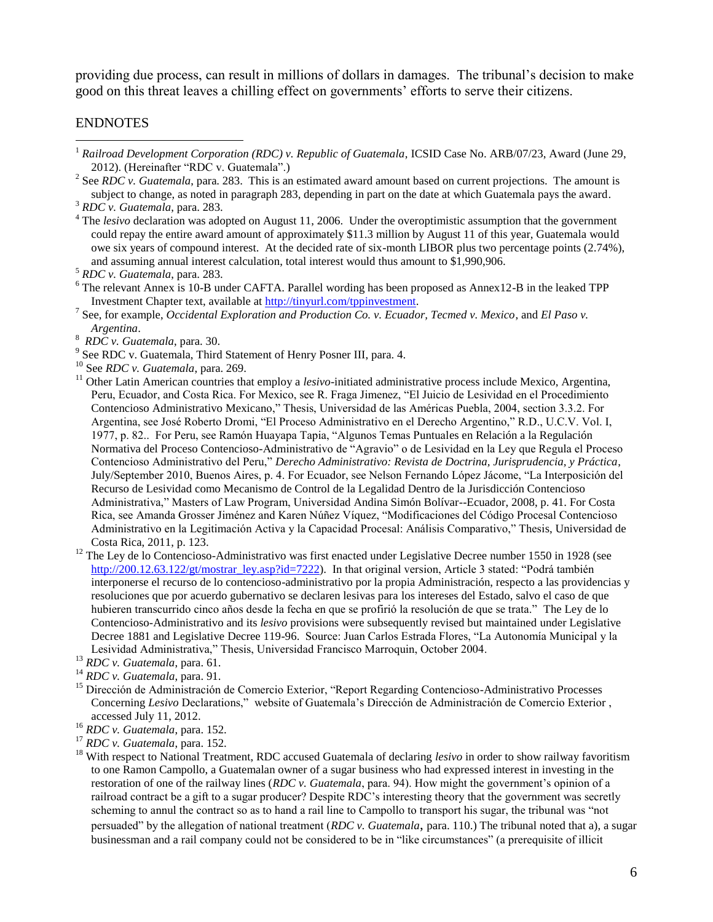providing due process, can result in millions of dollars in damages. The tribunal's decision to make good on this threat leaves a chilling effect on governments' efforts to serve their citizens.

## ENDNOTES

[1] *Railroad Development Corporation (RDC) v. Republic of Guatemala*, ICSID Case No. ARB/07/23, Award (June 29, 2012). (Hereinafter "RDC v. Guatemala".)

[2] See *RDC v. Guatemala*, para. 283. This is an estimated award amount based on current projections. The amount is subject to change, as noted in paragraph 283, depending in part on the date at which Guatemala pays the award.

[3] *RDC v. Guatemala*, para. 283.

[4] The *lesivo* declaration was adopted on August 11, 2006. Under the overoptimistic assumption that the government could repay the entire award amount of approximately \$11.3 million by August 11 of this year, Guatemala would owe six years of compound interest. At the decided rate of six-month LIBOR plus two percentage points (2.74%), and assuming annual interest calculation, total interest would thus amount to \$1,990,906.

[5] *RDC v. Guatemala*, para. 283.

[6] The relevant Annex is 10-B under CAFTA. Parallel wording has been proposed as Annex12-B in the leaked TPP Investment Chapter text, available at http://tinyurl.com/tppinvestment.

[7] See, for example, *Occidental Exploration and Production Co. v. Ecuador*, *Tecmed v. Mexico*, and *El Paso v. Argentina*.

[8] *RDC v. Guatemala*, para. 30.

[9] See RDC v. Guatemala, Third Statement of Henry Posner III, para. 4.

[10] See *RDC v. Guatemala*, para. 269.

[11] Other Latin American countries that employ a *lesivo*-initiated administrative process include Mexico, Argentina, Peru, Ecuador, and Costa Rica. For Mexico, see R. Fraga Jimenez, "El Juicio de Lesividad en el Procedimiento Contencioso Administrativo Mexicano," Thesis, Universidad de las Américas Puebla, 2004, section 3.3.2. For Argentina, see José Roberto Dromi, "El Proceso Administrativo en el Derecho Argentino," R.D., U.C.V. Vol. I, 1977, p. 82.. For Peru, see Ramón Huayapa Tapia, "Algunos Temas Puntuales en Relación a la Regulación Normativa del Proceso Contencioso-Administrativo de "Agravio" o de Lesividad en la Ley que Regula el Proceso Contencioso Administrativo del Peru," *Derecho Administrativo: Revista de Doctrina, Jurisprudencia, y Práctica*, July/September 2010, Buenos Aires, p. 4. For Ecuador, see Nelson Fernando López Jácome, "La Interposición del Recurso de Lesividad como Mecanismo de Control de la Legalidad Dentro de la Jurisdicción Contencioso Administrativa," Masters of Law Program, Universidad Andina Simón Bolívar--Ecuador, 2008, p. 41. For Costa Rica, see Amanda Grosser Jiménez and Karen Núñez Víquez, "Modificaciones del Código Procesal Contencioso Administrativo en la Legitimación Activa y la Capacidad Procesal: Análisis Comparativo," Thesis, Universidad de Costa Rica, 2011, p. 123.

[12] The Ley de lo Contencioso-Administrativo was first enacted under Legislative Decree number 1550 in 1928 (see http://200.12.63.122/gt/mostrar_ley.asp?id=7222). In that original version, Article 3 stated: "Podrá también interponerse el recurso de lo contencioso-administrativo por la propia Administración, respecto a las providencias y resoluciones que por acuerdo gubernativo se declaren lesivas para los intereses del Estado, salvo el caso de que hubieren transcurrido cinco años desde la fecha en que se profirió la resolución de que se trata." The Ley de lo Contencioso-Administrativo and its *lesivo* provisions were subsequently revised but maintained under Legislative Decree 1881 and Legislative Decree 119-96. Source: Juan Carlos Estrada Flores, "La Autonomía Municipal y la Lesividad Administrativa," Thesis, Universidad Francisco Marroquin, October 2004.

[13] *RDC v. Guatemala*, para. 61.

[14] *RDC v. Guatemala*, para. 91.

[15] Dirección de Administración de Comercio Exterior, "Report Regarding Contencioso-Administrativo Processes Concerning *Lesivo* Declarations," website of Guatemala's Dirección de Administración de Comercio Exterior , accessed July 11, 2012.

[16] *RDC v. Guatemala*, para. 152.

[17] *RDC v. Guatemala*, para. 152.

[18] With respect to National Treatment, RDC accused Guatemala of declaring *lesivo* in order to show railway favoritism to one Ramon Campollo, a Guatemalan owner of a sugar business who had expressed interest in investing in the restoration of one of the railway lines (*RDC v. Guatemala*, para. 94). How might the government's opinion of a railroad contract be a gift to a sugar producer? Despite RDC's interesting theory that the government was secretly scheming to annul the contract so as to hand a rail line to Campollo to transport his sugar, the tribunal was "not persuaded" by the allegation of national treatment (*RDC v. Guatemala*, para. 110.) The tribunal noted that a), a sugar businessman and a rail company could not be considered to be in "like circumstances" (a prerequisite of illicit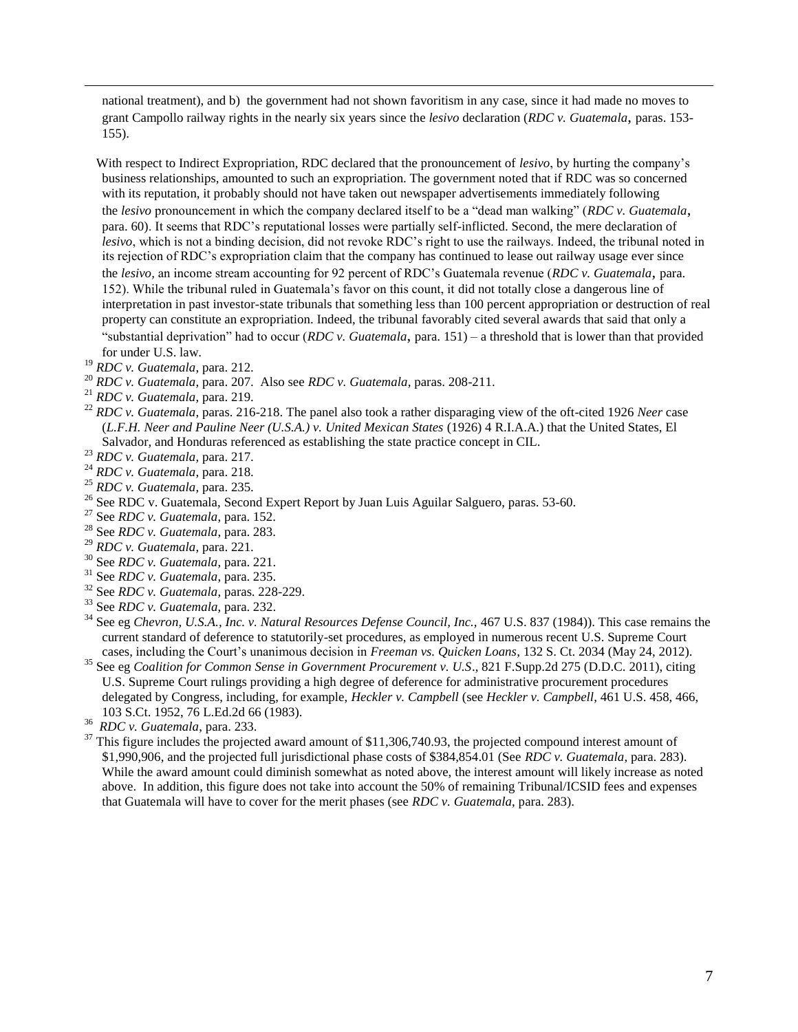national treatment), and b) the government had not shown favoritism in any case, since it had made no moves to grant Campollo railway rights in the nearly six years since the *lesivo* declaration (*RDC v. Guatemala*, paras. 153-155).

With respect to Indirect Expropriation, RDC declared that the pronouncement of *lesivo*, by hurting the company's business relationships, amounted to such an expropriation. The government noted that if RDC was so concerned with its reputation, it probably should not have taken out newspaper advertisements immediately following the *lesivo* pronouncement in which the company declared itself to be a "dead man walking" (*RDC v. Guatemala*, para. 60). It seems that RDC's reputational losses were partially self-inflicted. Second, the mere declaration of *lesivo*, which is not a binding decision, did not revoke RDC's right to use the railways. Indeed, the tribunal noted in its rejection of RDC's expropriation claim that the company has continued to lease out railway usage ever since the *lesivo*, an income stream accounting for 92 percent of RDC's Guatemala revenue (*RDC v. Guatemala*, para. 152). While the tribunal ruled in Guatemala's favor on this count, it did not totally close a dangerous line of interpretation in past investor-state tribunals that something less than 100 percent appropriation or destruction of real property can constitute an expropriation. Indeed, the tribunal favorably cited several awards that said that only a "substantial deprivation" had to occur (*RDC v. Guatemala*, para. 151) – a threshold that is lower than that provided for under U.S. law.

[19] *RDC v. Guatemala*, para. 212.

[20] *RDC v. Guatemala*, para. 207. Also see *RDC v. Guatemala*, paras. 208-211.

[21] *RDC v. Guatemala*, para. 219.

[22] *RDC v. Guatemala*, paras. 216-218. The panel also took a rather disparaging view of the oft-cited 1926 *Neer* case (*L.F.H. Neer and Pauline Neer (U.S.A.) v. United Mexican States* (1926) 4 R.I.A.A.) that the United States, El Salvador, and Honduras referenced as establishing the state practice concept in CIL.

[23] *RDC v. Guatemala*, para. 217.

[24] *RDC v. Guatemala*, para. 218.

[25] *RDC v. Guatemala*, para. 235.

[26] See RDC v. Guatemala, Second Expert Report by Juan Luis Aguilar Salguero, paras. 53-60.

[27] See *RDC v. Guatemala*, para. 152.

[28] See *RDC v. Guatemala*, para. 283.

[29] *RDC v. Guatemala*, para. 221.

[30] See *RDC v. Guatemala*, para. 221.

[31] See *RDC v. Guatemala*, para. 235.

[32] See *RDC v. Guatemala*, paras. 228-229.

[33] See *RDC v. Guatemala*, para. 232.

[34] See eg *Chevron, U.S.A., Inc. v. Natural Resources Defense Council, Inc.,* 467 U.S. 837 (1984)). This case remains the current standard of deference to statutorily-set procedures, as employed in numerous recent U.S. Supreme Court cases, including the Court's unanimous decision in *Freeman vs. Quicken Loans*, 132 S. Ct. 2034 (May 24, 2012).

[35] See eg *Coalition for Common Sense in Government Procurement v. U.S*., 821 F.Supp.2d 275 (D.D.C. 2011), citing U.S. Supreme Court rulings providing a high degree of deference for administrative procurement procedures delegated by Congress, including, for example, *Heckler v. Campbell* (see *Heckler v. Campbell*, 461 U.S. 458, 466, 103 S.Ct. 1952, 76 L.Ed.2d 66 (1983).

[36] *RDC v. Guatemala*, para. 233.

[37] This figure includes the projected award amount of $11,306,740.93, the projected compound interest amount of $1,990,906, and the projected full jurisdictional phase costs of $384,854.01 (See *RDC v. Guatemala*, para. 283). While the award amount could diminish somewhat as noted above, the interest amount will likely increase as noted above. In addition, this figure does not take into account the 50% of remaining Tribunal/ICSID fees and expenses that Guatemala will have to cover for the merit phases (see *RDC v. Guatemala*, para. 283).